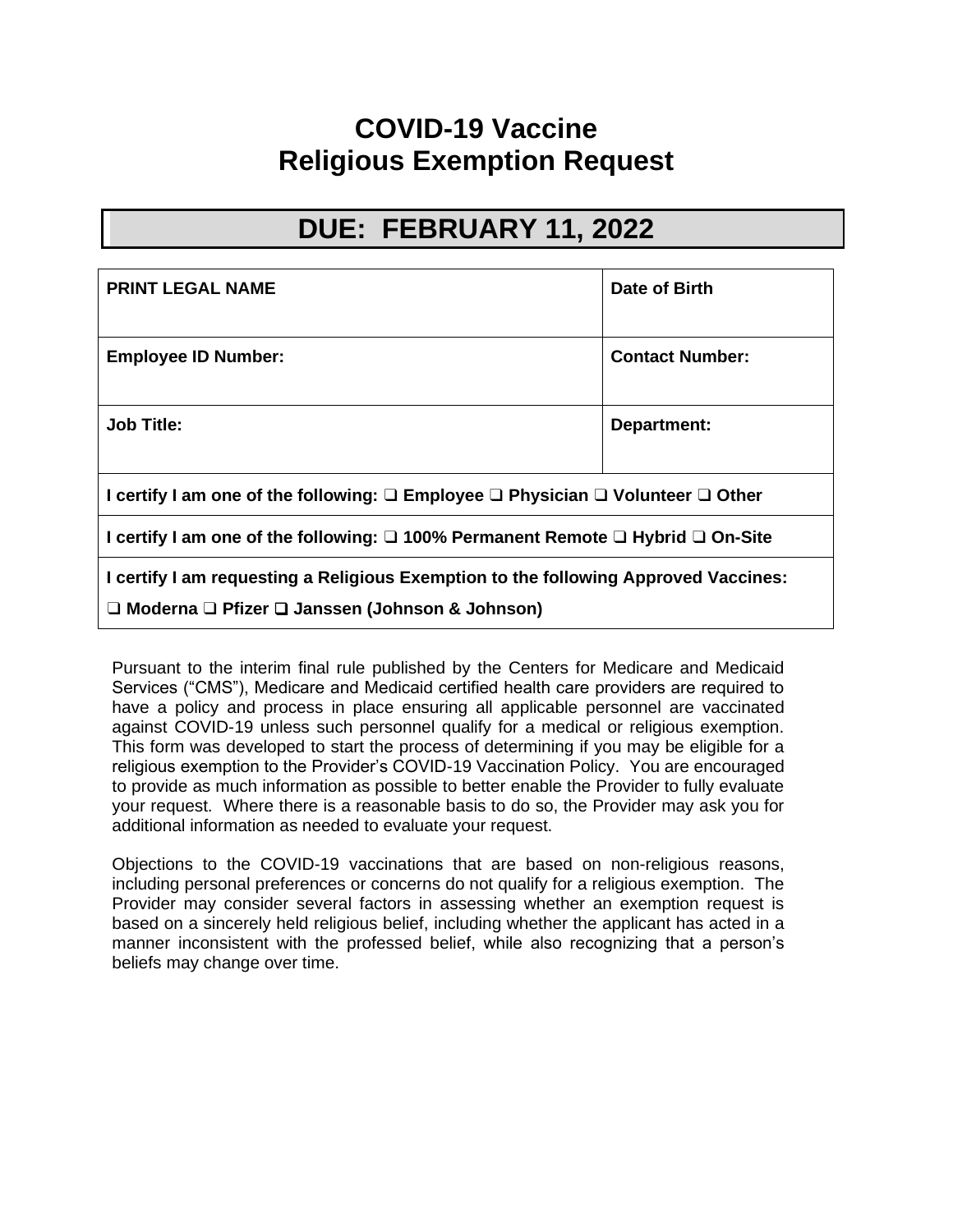# COVID-19 Vaccine
# Religious Exemption Request

## DUE: FEBRUARY 11, 2022

| | |
|---|---|
| **PRINT LEGAL NAME** | **Date of Birth** |
| **Employee ID Number:** | **Contact Number:** |
| **Job Title:** | **Department:** |
| **I certify I am one of the following:** ❑ **Employee** ❑ **Physician** ❑ **Volunteer** ❑ **Other** | |
| **I certify I am one of the following:** ❑ **100% Permanent Remote** ❑ **Hybrid** ❑ **On-Site** | |
| **I certify I am requesting a Religious Exemption to the following Approved Vaccines:** ❑ **Moderna** ❑ **Pfizer** ❑ **Janssen (Johnson & Johnson)** | |

Pursuant to the interim final rule published by the Centers for Medicare and Medicaid Services ("CMS"), Medicare and Medicaid certified health care providers are required to have a policy and process in place ensuring all applicable personnel are vaccinated against COVID-19 unless such personnel qualify for a medical or religious exemption. This form was developed to start the process of determining if you may be eligible for a religious exemption to the Provider's COVID-19 Vaccination Policy. You are encouraged to provide as much information as possible to better enable the Provider to fully evaluate your request. Where there is a reasonable basis to do so, the Provider may ask you for additional information as needed to evaluate your request.

Objections to the COVID-19 vaccinations that are based on non-religious reasons, including personal preferences or concerns do not qualify for a religious exemption. The Provider may consider several factors in assessing whether an exemption request is based on a sincerely held religious belief, including whether the applicant has acted in a manner inconsistent with the professed belief, while also recognizing that a person's beliefs may change over time.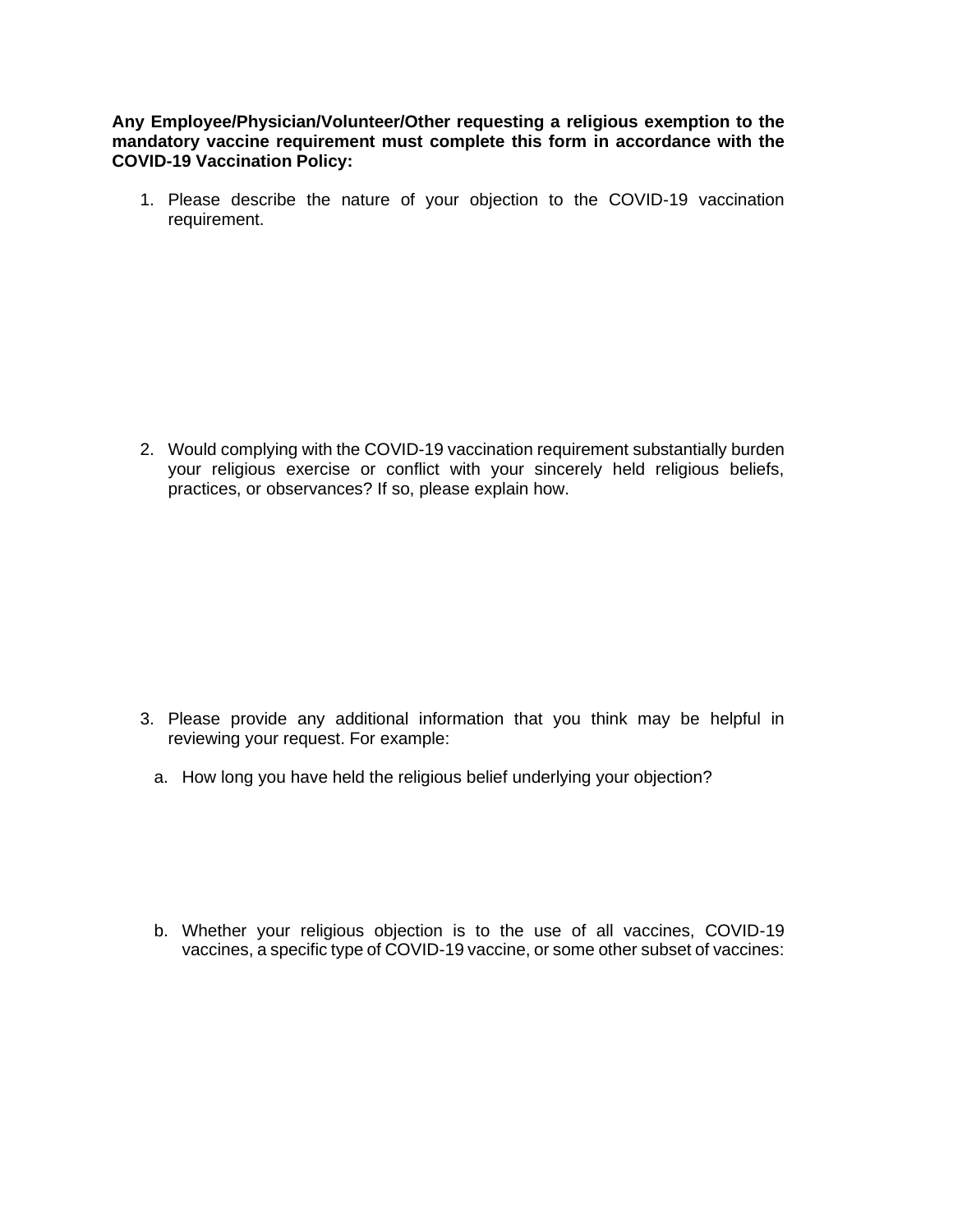**Any Employee/Physician/Volunteer/Other requesting a religious exemption to the mandatory vaccine requirement must complete this form in accordance with the COVID-19 Vaccination Policy:**

1. Please describe the nature of your objection to the COVID-19 vaccination requirement.

2. Would complying with the COVID-19 vaccination requirement substantially burden your religious exercise or conflict with your sincerely held religious beliefs, practices, or observances? If so, please explain how.

3. Please provide any additional information that you think may be helpful in reviewing your request. For example:

   a. How long you have held the religious belief underlying your objection?

   b. Whether your religious objection is to the use of all vaccines, COVID-19 vaccines, a specific type of COVID-19 vaccine, or some other subset of vaccines: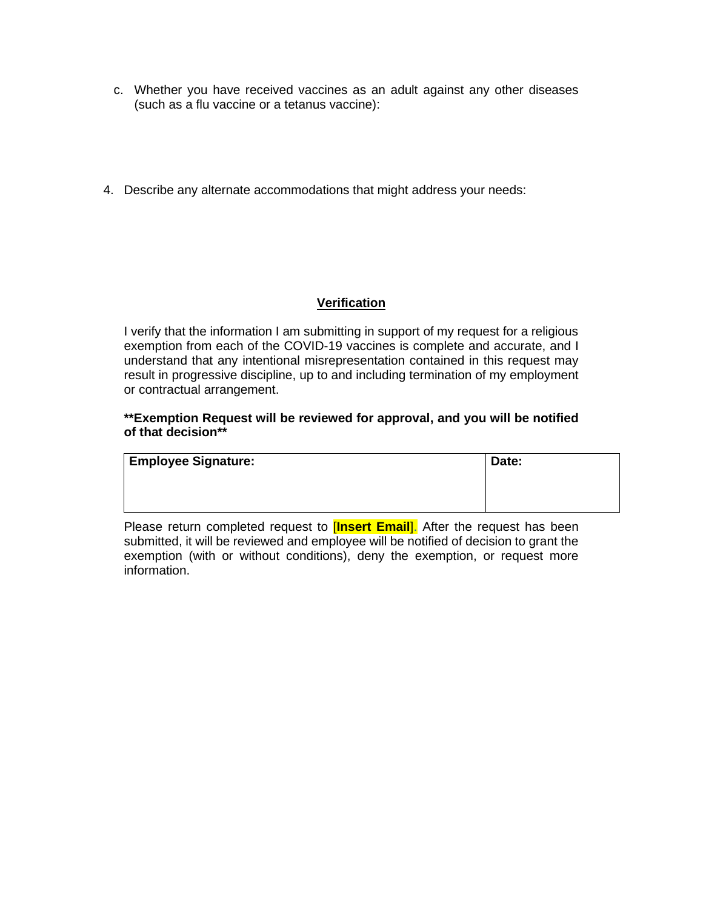c. Whether you have received vaccines as an adult against any other diseases (such as a flu vaccine or a tetanus vaccine):

4. Describe any alternate accommodations that might address your needs:

## Verification

I verify that the information I am submitting in support of my request for a religious exemption from each of the COVID-19 vaccines is complete and accurate, and I understand that any intentional misrepresentation contained in this request may result in progressive discipline, up to and including termination of my employment or contractual arrangement.

****Exemption Request will be reviewed for approval, and you will be notified of that decision****

| Employee Signature: | Date: |
| --- | --- |
| | |

Please return completed request to [**Insert Email**]. After the request has been submitted, it will be reviewed and employee will be notified of decision to grant the exemption (with or without conditions), deny the exemption, or request more information.